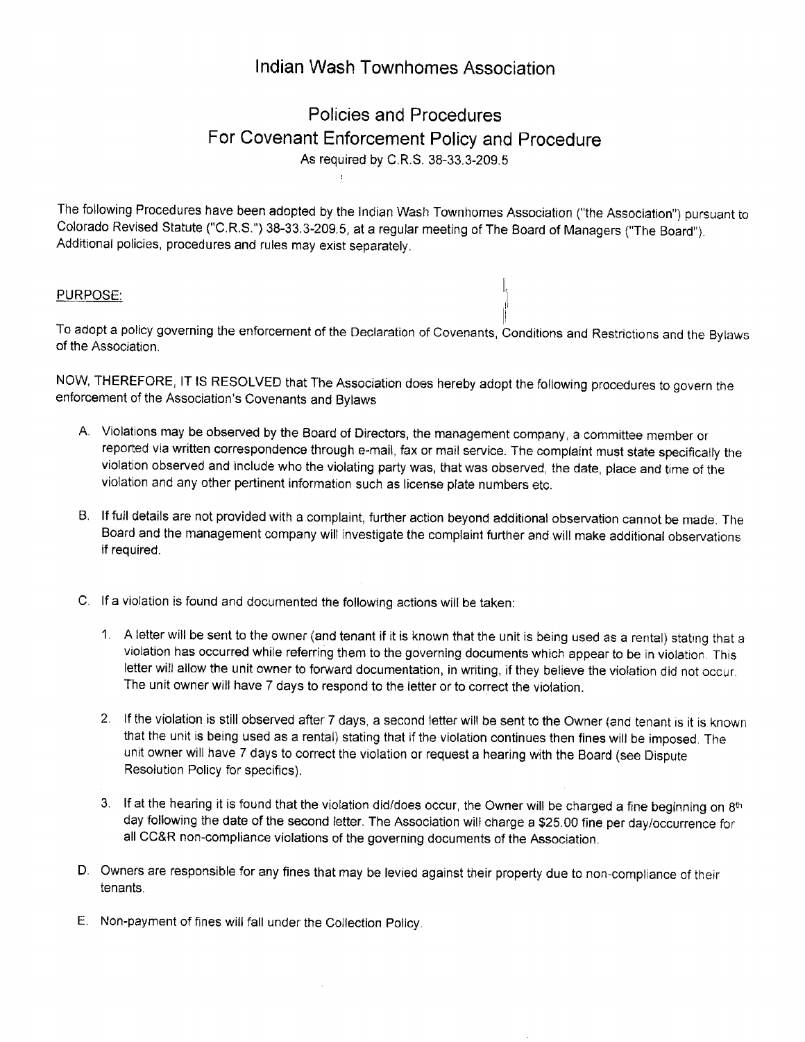# Indian Wash Townhomes Association

## Policies and Procedures
## For Covenant Enforcement Policy and Procedure

As required by C.R.S. 38-33.3-209.5

The following Procedures have been adopted by the Indian Wash Townhomes Association ("the Association") pursuant to Colorado Revised Statute ("C.R.S.") 38-33.3-209.5, at a regular meeting of The Board of Managers ("The Board"). Additional policies, procedures and rules may exist separately.

PURPOSE:

To adopt a policy governing the enforcement of the Declaration of Covenants, Conditions and Restrictions and the Bylaws of the Association.

NOW, THEREFORE, IT IS RESOLVED that The Association does hereby adopt the following procedures to govern the enforcement of the Association's Covenants and Bylaws

A. Violations may be observed by the Board of Directors, the management company, a committee member or reported via written correspondence through e-mail, fax or mail service. The complaint must state specifically the violation observed and include who the violating party was, that was observed, the date, place and time of the violation and any other pertinent information such as license plate numbers etc.

B. If full details are not provided with a complaint, further action beyond additional observation cannot be made. The Board and the management company will investigate the complaint further and will make additional observations if required.

C. If a violation is found and documented the following actions will be taken:

   1. A letter will be sent to the owner (and tenant if it is known that the unit is being used as a rental) stating that a violation has occurred while referring them to the governing documents which appear to be in violation. This letter will allow the unit owner to forward documentation, in writing, if they believe the violation did not occur. The unit owner will have 7 days to respond to the letter or to correct the violation.

   2. If the violation is still observed after 7 days, a second letter will be sent to the Owner (and tenant is it is known that the unit is being used as a rental) stating that if the violation continues then fines will be imposed. The unit owner will have 7 days to correct the violation or request a hearing with the Board (see Dispute Resolution Policy for specifics).

   3. If at the hearing it is found that the violation did/does occur, the Owner will be charged a fine beginning on 8th day following the date of the second letter. The Association will charge a $25.00 fine per day/occurrence for all CC&R non-compliance violations of the governing documents of the Association.

D. Owners are responsible for any fines that may be levied against their property due to non-compliance of their tenants.

E. Non-payment of fines will fall under the Collection Policy.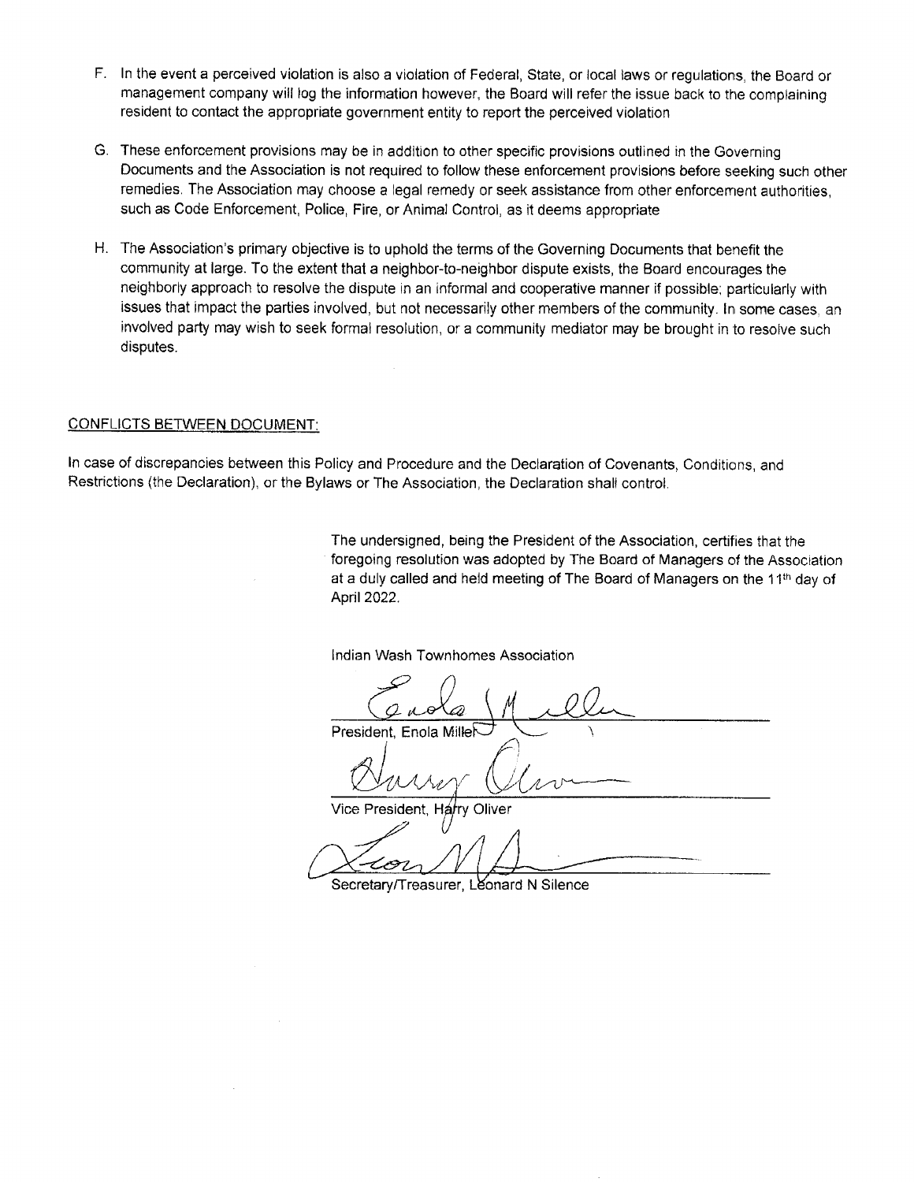F. In the event a perceived violation is also a violation of Federal, State, or local laws or regulations, the Board or management company will log the information however, the Board will refer the issue back to the complaining resident to contact the appropriate government entity to report the perceived violation

G. These enforcement provisions may be in addition to other specific provisions outlined in the Governing Documents and the Association is not required to follow these enforcement provisions before seeking such other remedies. The Association may choose a legal remedy or seek assistance from other enforcement authorities, such as Code Enforcement, Police, Fire, or Animal Control, as it deems appropriate

H. The Association's primary objective is to uphold the terms of the Governing Documents that benefit the community at large. To the extent that a neighbor-to-neighbor dispute exists, the Board encourages the neighborly approach to resolve the dispute in an informal and cooperative manner if possible; particularly with issues that impact the parties involved, but not necessarily other members of the community. In some cases, an involved party may wish to seek formal resolution, or a community mediator may be brought in to resolve such disputes.

CONFLICTS BETWEEN DOCUMENT:

In case of discrepancies between this Policy and Procedure and the Declaration of Covenants, Conditions, and Restrictions (the Declaration), or the Bylaws or The Association, the Declaration shall control.

The undersigned, being the President of the Association, certifies that the foregoing resolution was adopted by The Board of Managers of the Association at a duly called and held meeting of The Board of Managers on the 11th day of April 2022.

Indian Wash Townhomes Association

President, Enola Miller

Vice President, Harry Oliver

Secretary/Treasurer, Leonard N Silence